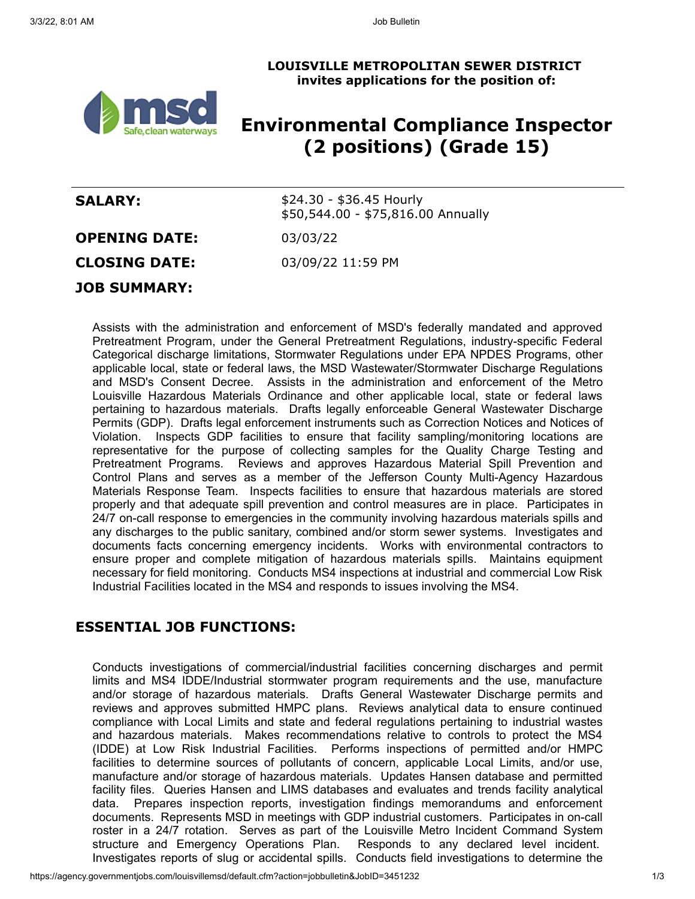**LOUISVILLE METROPOLITAN SEWER DISTRICT**
**invites applications for the position of:**

# Environmental Compliance Inspector (2 positions) (Grade 15)

| | |
|---|---|
| **SALARY:** | $24.30 - $36.45 Hourly<br>$50,544.00 - $75,816.00 Annually |
| **OPENING DATE:** | 03/03/22 |
| **CLOSING DATE:** | 03/09/22 11:59 PM |

## JOB SUMMARY:

Assists with the administration and enforcement of MSD's federally mandated and approved Pretreatment Program, under the General Pretreatment Regulations, industry-specific Federal Categorical discharge limitations, Stormwater Regulations under EPA NPDES Programs, other applicable local, state or federal laws, the MSD Wastewater/Stormwater Discharge Regulations and MSD's Consent Decree. Assists in the administration and enforcement of the Metro Louisville Hazardous Materials Ordinance and other applicable local, state or federal laws pertaining to hazardous materials. Drafts legally enforceable General Wastewater Discharge Permits (GDP). Drafts legal enforcement instruments such as Correction Notices and Notices of Violation. Inspects GDP facilities to ensure that facility sampling/monitoring locations are representative for the purpose of collecting samples for the Quality Charge Testing and Pretreatment Programs. Reviews and approves Hazardous Material Spill Prevention and Control Plans and serves as a member of the Jefferson County Multi-Agency Hazardous Materials Response Team. Inspects facilities to ensure that hazardous materials are stored properly and that adequate spill prevention and control measures are in place. Participates in 24/7 on-call response to emergencies in the community involving hazardous materials spills and any discharges to the public sanitary, combined and/or storm sewer systems. Investigates and documents facts concerning emergency incidents. Works with environmental contractors to ensure proper and complete mitigation of hazardous materials spills. Maintains equipment necessary for field monitoring. Conducts MS4 inspections at industrial and commercial Low Risk Industrial Facilities located in the MS4 and responds to issues involving the MS4.

## ESSENTIAL JOB FUNCTIONS:

Conducts investigations of commercial/industrial facilities concerning discharges and permit limits and MS4 IDDE/Industrial stormwater program requirements and the use, manufacture and/or storage of hazardous materials. Drafts General Wastewater Discharge permits and reviews and approves submitted HMPC plans. Reviews analytical data to ensure continued compliance with Local Limits and state and federal regulations pertaining to industrial wastes and hazardous materials. Makes recommendations relative to controls to protect the MS4 (IDDE) at Low Risk Industrial Facilities. Performs inspections of permitted and/or HMPC facilities to determine sources of pollutants of concern, applicable Local Limits, and/or use, manufacture and/or storage of hazardous materials. Updates Hansen database and permitted facility files. Queries Hansen and LIMS databases and evaluates and trends facility analytical data. Prepares inspection reports, investigation findings memorandums and enforcement documents. Represents MSD in meetings with GDP industrial customers. Participates in on-call roster in a 24/7 rotation. Serves as part of the Louisville Metro Incident Command System structure and Emergency Operations Plan. Responds to any declared level incident. Investigates reports of slug or accidental spills. Conducts field investigations to determine the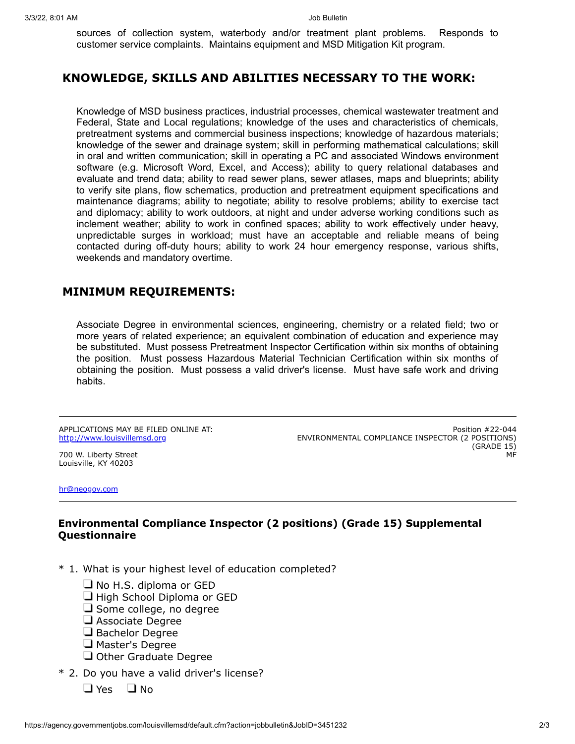sources of collection system, waterbody and/or treatment plant problems. Responds to customer service complaints. Maintains equipment and MSD Mitigation Kit program.

## KNOWLEDGE, SKILLS AND ABILITIES NECESSARY TO THE WORK:

Knowledge of MSD business practices, industrial processes, chemical wastewater treatment and Federal, State and Local regulations; knowledge of the uses and characteristics of chemicals, pretreatment systems and commercial business inspections; knowledge of hazardous materials; knowledge of the sewer and drainage system; skill in performing mathematical calculations; skill in oral and written communication; skill in operating a PC and associated Windows environment software (e.g. Microsoft Word, Excel, and Access); ability to query relational databases and evaluate and trend data; ability to read sewer plans, sewer atlases, maps and blueprints; ability to verify site plans, flow schematics, production and pretreatment equipment specifications and maintenance diagrams; ability to negotiate; ability to resolve problems; ability to exercise tact and diplomacy; ability to work outdoors, at night and under adverse working conditions such as inclement weather; ability to work in confined spaces; ability to work effectively under heavy, unpredictable surges in workload; must have an acceptable and reliable means of being contacted during off-duty hours; ability to work 24 hour emergency response, various shifts, weekends and mandatory overtime.

## MINIMUM REQUIREMENTS:

Associate Degree in environmental sciences, engineering, chemistry or a related field; two or more years of related experience; an equivalent combination of education and experience may be substituted. Must possess Pretreatment Inspector Certification within six months of obtaining the position. Must possess Hazardous Material Technician Certification within six months of obtaining the position. Must possess a valid driver's license. Must have safe work and driving habits.

---

APPLICATIONS MAY BE FILED ONLINE AT:
http://www.louisvillemsd.org

700 W. Liberty Street
Louisville, KY 40203

hr@neogov.com

Position #22-044
ENVIRONMENTAL COMPLIANCE INSPECTOR (2 POSITIONS)
(GRADE 15)
MF

---

### Environmental Compliance Inspector (2 positions) (Grade 15) Supplemental Questionnaire

\* 1. What is your highest level of education completed?

- ❑ No H.S. diploma or GED
- ❑ High School Diploma or GED
- ❑ Some college, no degree
- ❑ Associate Degree
- ❑ Bachelor Degree
- ❑ Master's Degree
- ❑ Other Graduate Degree

\* 2. Do you have a valid driver's license?

❑ Yes ❑ No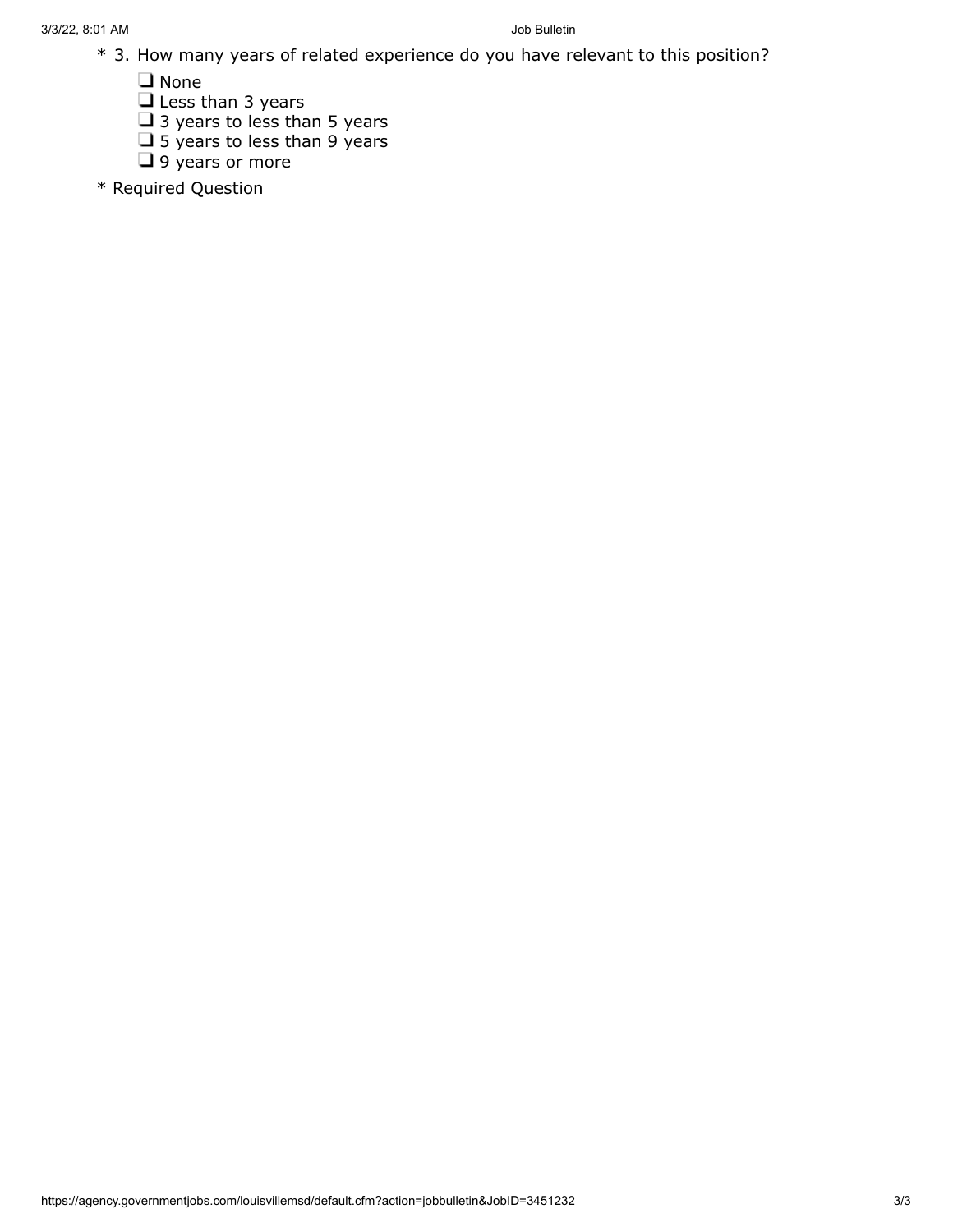\* 3. How many years of related experience do you have relevant to this position?

- ❑ None
- ❑ Less than 3 years
- ❑ 3 years to less than 5 years
- ❑ 5 years to less than 9 years
- ❑ 9 years or more

\* Required Question